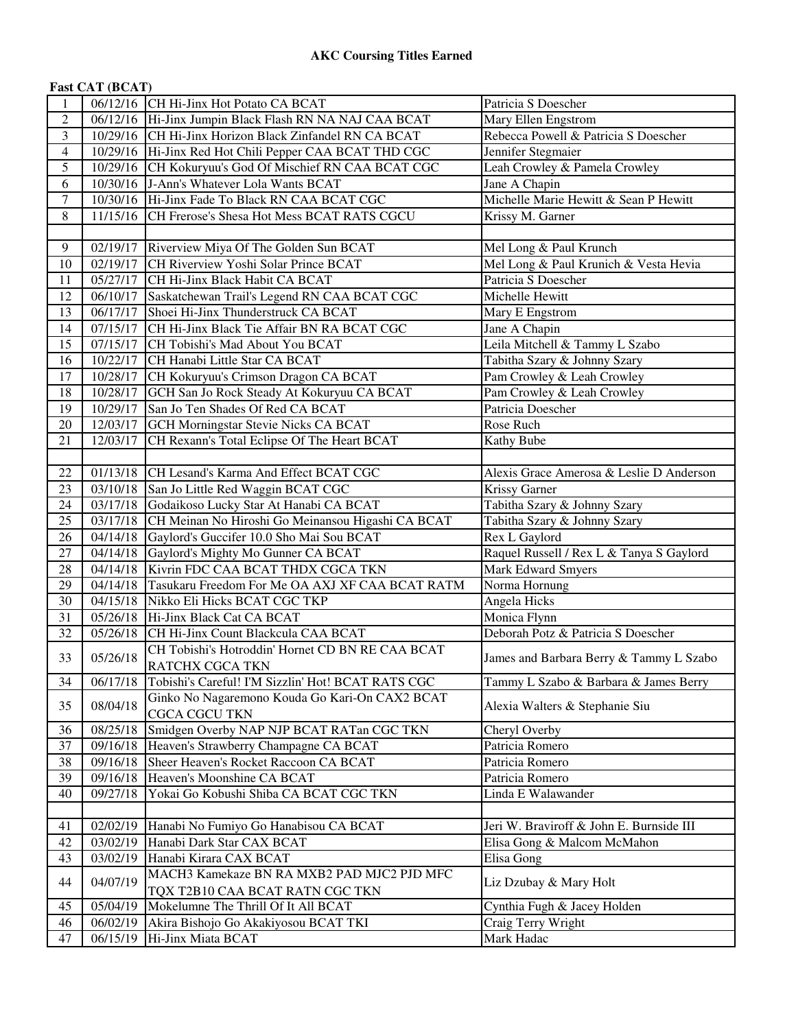# AKC Coursing Titles Earned

**Fast CAT (BCAT)**

| | | | |
|---|---|---|---|
| 1 | 06/12/16 | CH Hi-Jinx Hot Potato CA BCAT | Patricia S Doescher |
| 2 | 06/12/16 | Hi-Jinx Jumpin Black Flash RN NA NAJ CAA BCAT | Mary Ellen Engstrom |
| 3 | 10/29/16 | CH Hi-Jinx Horizon Black Zinfandel RN CA BCAT | Rebecca Powell & Patricia S Doescher |
| 4 | 10/29/16 | Hi-Jinx Red Hot Chili Pepper CAA BCAT THD CGC | Jennifer Stegmaier |
| 5 | 10/29/16 | CH Kokuryuu's God Of Mischief RN CAA BCAT CGC | Leah Crowley & Pamela Crowley |
| 6 | 10/30/16 | J-Ann's Whatever Lola Wants BCAT | Jane A Chapin |
| 7 | 10/30/16 | Hi-Jinx Fade To Black RN CAA BCAT CGC | Michelle Marie Hewitt & Sean P Hewitt |
| 8 | 11/15/16 | CH Frerose's Shesa Hot Mess BCAT RATS CGCU | Krissy M. Garner |
| | | | |
| 9 | 02/19/17 | Riverview Miya Of The Golden Sun BCAT | Mel Long & Paul Krunch |
| 10 | 02/19/17 | CH Riverview Yoshi Solar Prince BCAT | Mel Long & Paul Krunich & Vesta Hevia |
| 11 | 05/27/17 | CH Hi-Jinx Black Habit CA BCAT | Patricia S Doescher |
| 12 | 06/10/17 | Saskatchewan Trail's Legend RN CAA BCAT CGC | Michelle Hewitt |
| 13 | 06/17/17 | Shoei Hi-Jinx Thunderstruck CA BCAT | Mary E Engstrom |
| 14 | 07/15/17 | CH Hi-Jinx Black Tie Affair BN RA BCAT CGC | Jane A Chapin |
| 15 | 07/15/17 | CH Tobishi's Mad About You BCAT | Leila Mitchell & Tammy L Szabo |
| 16 | 10/22/17 | CH Hanabi Little Star CA BCAT | Tabitha Szary & Johnny Szary |
| 17 | 10/28/17 | CH Kokuryuu's Crimson Dragon CA BCAT | Pam Crowley & Leah Crowley |
| 18 | 10/28/17 | GCH San Jo Rock Steady At Kokuryuu CA BCAT | Pam Crowley & Leah Crowley |
| 19 | 10/29/17 | San Jo Ten Shades Of Red CA BCAT | Patricia Doescher |
| 20 | 12/03/17 | GCH Morningstar Stevie Nicks CA BCAT | Rose Ruch |
| 21 | 12/03/17 | CH Rexann's Total Eclipse Of The Heart BCAT | Kathy Bube |
| | | | |
| 22 | 01/13/18 | CH Lesand's Karma And Effect BCAT CGC | Alexis Grace Amerosa & Leslie D Anderson |
| 23 | 03/10/18 | San Jo Little Red Waggin BCAT CGC | Krissy Garner |
| 24 | 03/17/18 | Godaikoso Lucky Star At Hanabi CA BCAT | Tabitha Szary & Johnny Szary |
| 25 | 03/17/18 | CH Meinan No Hiroshi Go Meinansou Higashi CA BCAT | Tabitha Szary & Johnny Szary |
| 26 | 04/14/18 | Gaylord's Guccifer 10.0 Sho Mai Sou BCAT | Rex L Gaylord |
| 27 | 04/14/18 | Gaylord's Mighty Mo Gunner CA BCAT | Raquel Russell / Rex L & Tanya S Gaylord |
| 28 | 04/14/18 | Kivrin FDC CAA BCAT THDX CGCA TKN | Mark Edward Smyers |
| 29 | 04/14/18 | Tasukaru Freedom For Me OA AXJ XF CAA BCAT RATM | Norma Hornung |
| 30 | 04/15/18 | Nikko Eli Hicks BCAT CGC TKP | Angela Hicks |
| 31 | 05/26/18 | Hi-Jinx Black Cat CA BCAT | Monica Flynn |
| 32 | 05/26/18 | CH Hi-Jinx Count Blackcula CAA BCAT | Deborah Potz & Patricia S Doescher |
| 33 | 05/26/18 | CH Tobishi's Hotroddin' Hornet CD BN RE CAA BCAT RATCHX CGCA TKN | James and Barbara Berry & Tammy L Szabo |
| 34 | 06/17/18 | Tobishi's Careful! I'M Sizzlin' Hot! BCAT RATS CGC | Tammy L Szabo & Barbara & James Berry |
| 35 | 08/04/18 | Ginko No Nagaremono Kouda Go Kari-On CAX2 BCAT CGCA CGCU TKN | Alexia Walters & Stephanie Siu |
| 36 | 08/25/18 | Smidgen Overby NAP NJP BCAT RATan CGC TKN | Cheryl Overby |
| 37 | 09/16/18 | Heaven's Strawberry Champagne CA BCAT | Patricia Romero |
| 38 | 09/16/18 | Sheer Heaven's Rocket Raccoon CA BCAT | Patricia Romero |
| 39 | 09/16/18 | Heaven's Moonshine CA BCAT | Patricia Romero |
| 40 | 09/27/18 | Yokai Go Kobushi Shiba CA BCAT CGC TKN | Linda E Walawander |
| | | | |
| 41 | 02/02/19 | Hanabi No Fumiyo Go Hanabisou CA BCAT | Jeri W. Braviroff & John E. Burnside III |
| 42 | 03/02/19 | Hanabi Dark Star CAX BCAT | Elisa Gong & Malcom McMahon |
| 43 | 03/02/19 | Hanabi Kirara CAX BCAT | Elisa Gong |
| 44 | 04/07/19 | MACH3 Kamekaze BN RA MXB2 PAD MJC2 PJD MFC TQX T2B10 CAA BCAT RATN CGC TKN | Liz Dzubay & Mary Holt |
| 45 | 05/04/19 | Mokelumne The Thrill Of It All BCAT | Cynthia Fugh & Jacey Holden |
| 46 | 06/02/19 | Akira Bishojo Go Akakiyosou BCAT TKI | Craig Terry Wright |
| 47 | 06/15/19 | Hi-Jinx Miata BCAT | Mark Hadac |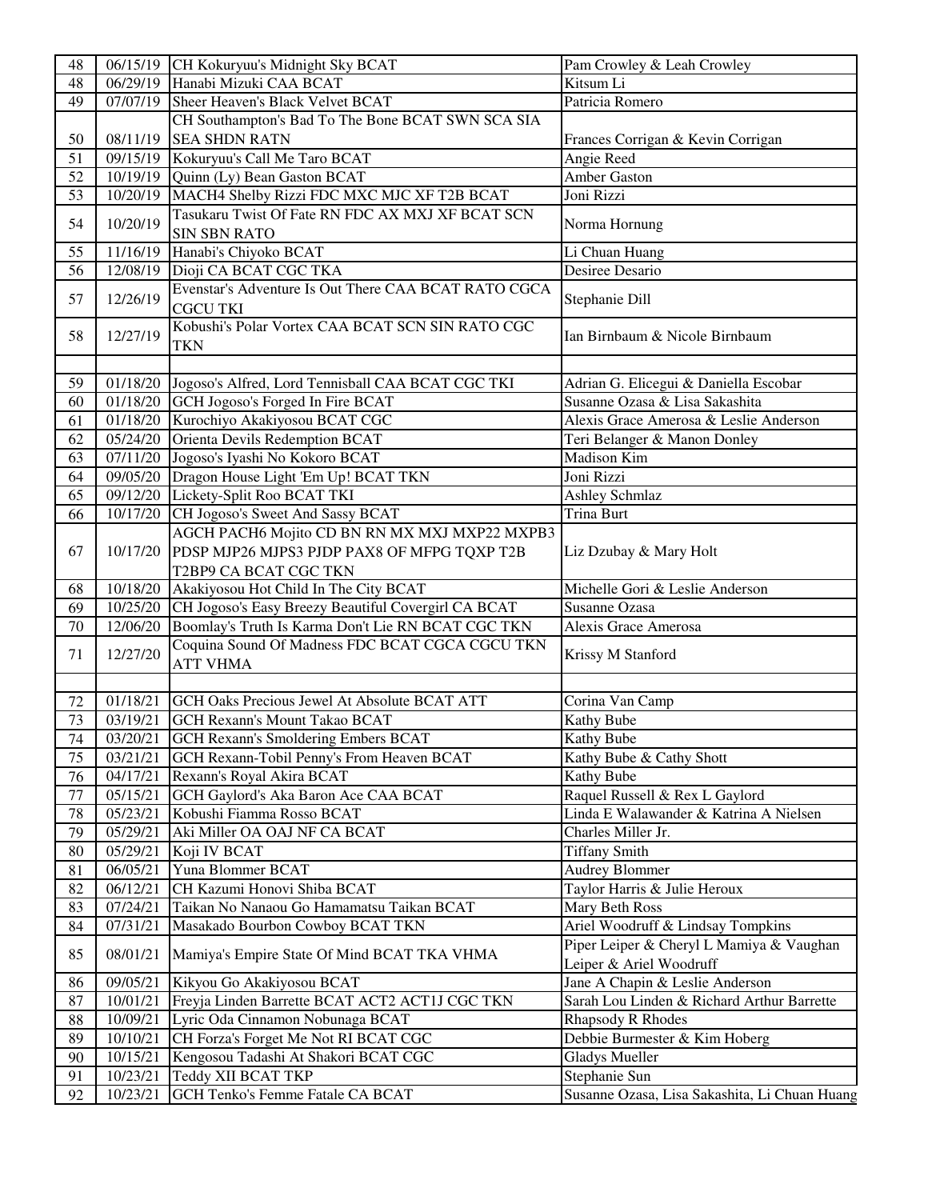| | | | |
|---|---|---|---|
| 48 | 06/15/19 | CH Kokuryuu's Midnight Sky BCAT | Pam Crowley & Leah Crowley |
| 48 | 06/29/19 | Hanabi Mizuki CAA BCAT | Kitsum Li |
| 49 | 07/07/19 | Sheer Heaven's Black Velvet BCAT | Patricia Romero |
| 50 | 08/11/19 | CH Southampton's Bad To The Bone BCAT SWN SCA SIA SEA SHDN RATN | Frances Corrigan & Kevin Corrigan |
| 51 | 09/15/19 | Kokuryuu's Call Me Taro BCAT | Angie Reed |
| 52 | 10/19/19 | Quinn (Ly) Bean Gaston BCAT | Amber Gaston |
| 53 | 10/20/19 | MACH4 Shelby Rizzi FDC MXC MJC XF T2B BCAT | Joni Rizzi |
| 54 | 10/20/19 | Tasukaru Twist Of Fate RN FDC AX MXJ XF BCAT SCN SIN SBN RATO | Norma Hornung |
| 55 | 11/16/19 | Hanabi's Chiyoko BCAT | Li Chuan Huang |
| 56 | 12/08/19 | Dioji CA BCAT CGC TKA | Desiree Desario |
| 57 | 12/26/19 | Evenstar's Adventure Is Out There CAA BCAT RATO CGCA CGCU TKI | Stephanie Dill |
| 58 | 12/27/19 | Kobushi's Polar Vortex CAA BCAT SCN SIN RATO CGC TKN | Ian Birnbaum & Nicole Birnbaum |
| | | | |
| 59 | 01/18/20 | Jogoso's Alfred, Lord Tennisball CAA BCAT CGC TKI | Adrian G. Elicegui & Daniella Escobar |
| 60 | 01/18/20 | GCH Jogoso's Forged In Fire BCAT | Susanne Ozasa & Lisa Sakashita |
| 61 | 01/18/20 | Kurochiyo Akakiyosou BCAT CGC | Alexis Grace Amerosa & Leslie Anderson |
| 62 | 05/24/20 | Orienta Devils Redemption BCAT | Teri Belanger & Manon Donley |
| 63 | 07/11/20 | Jogoso's Iyashi No Kokoro BCAT | Madison Kim |
| 64 | 09/05/20 | Dragon House Light 'Em Up! BCAT TKN | Joni Rizzi |
| 65 | 09/12/20 | Lickety-Split Roo BCAT TKI | Ashley Schmlaz |
| 66 | 10/17/20 | CH Jogoso's Sweet And Sassy BCAT | Trina Burt |
| 67 | 10/17/20 | AGCH PACH6 Mojito CD BN RN MX MXJ MXP22 MXPB3 PDSP MJP26 MJPS3 PJDP PAX8 OF MFPG TQXP T2B T2BP9 CA BCAT CGC TKN | Liz Dzubay & Mary Holt |
| 68 | 10/18/20 | Akakiyosou Hot Child In The City BCAT | Michelle Gori & Leslie Anderson |
| 69 | 10/25/20 | CH Jogoso's Easy Breezy Beautiful Covergirl CA BCAT | Susanne Ozasa |
| 70 | 12/06/20 | Boomlay's Truth Is Karma Don't Lie RN BCAT CGC TKN | Alexis Grace Amerosa |
| 71 | 12/27/20 | Coquina Sound Of Madness FDC BCAT CGCA CGCU TKN ATT VHMA | Krissy M Stanford |
| | | | |
| 72 | 01/18/21 | GCH Oaks Precious Jewel At Absolute BCAT ATT | Corina Van Camp |
| 73 | 03/19/21 | GCH Rexann's Mount Takao BCAT | Kathy Bube |
| 74 | 03/20/21 | GCH Rexann's Smoldering Embers BCAT | Kathy Bube |
| 75 | 03/21/21 | GCH Rexann-Tobil Penny's From Heaven BCAT | Kathy Bube & Cathy Shott |
| 76 | 04/17/21 | Rexann's Royal Akira BCAT | Kathy Bube |
| 77 | 05/15/21 | GCH Gaylord's Aka Baron Ace CAA BCAT | Raquel Russell & Rex L Gaylord |
| 78 | 05/23/21 | Kobushi Fiamma Rosso BCAT | Linda E Walawander & Katrina A Nielsen |
| 79 | 05/29/21 | Aki Miller OA OAJ NF CA BCAT | Charles Miller Jr. |
| 80 | 05/29/21 | Koji IV BCAT | Tiffany Smith |
| 81 | 06/05/21 | Yuna Blommer BCAT | Audrey Blommer |
| 82 | 06/12/21 | CH Kazumi Honovi Shiba BCAT | Taylor Harris & Julie Heroux |
| 83 | 07/24/21 | Taikan No Nanaou Go Hamamatsu Taikan BCAT | Mary Beth Ross |
| 84 | 07/31/21 | Masakado Bourbon Cowboy BCAT TKN | Ariel Woodruff & Lindsay Tompkins |
| 85 | 08/01/21 | Mamiya's Empire State Of Mind BCAT TKA VHMA | Piper Leiper & Cheryl L Mamiya & Vaughan Leiper & Ariel Woodruff |
| 86 | 09/05/21 | Kikyou Go Akakiyosou BCAT | Jane A Chapin & Leslie Anderson |
| 87 | 10/01/21 | Freyja Linden Barrette BCAT ACT2 ACT1J CGC TKN | Sarah Lou Linden & Richard Arthur Barrette |
| 88 | 10/09/21 | Lyric Oda Cinnamon Nobunaga BCAT | Rhapsody R Rhodes |
| 89 | 10/10/21 | CH Forza's Forget Me Not RI BCAT CGC | Debbie Burmester & Kim Hoberg |
| 90 | 10/15/21 | Kengosou Tadashi At Shakori BCAT CGC | Gladys Mueller |
| 91 | 10/23/21 | Teddy XII BCAT TKP | Stephanie Sun |
| 92 | 10/23/21 | GCH Tenko's Femme Fatale CA BCAT | Susanne Ozasa, Lisa Sakashita, Li Chuan Huang |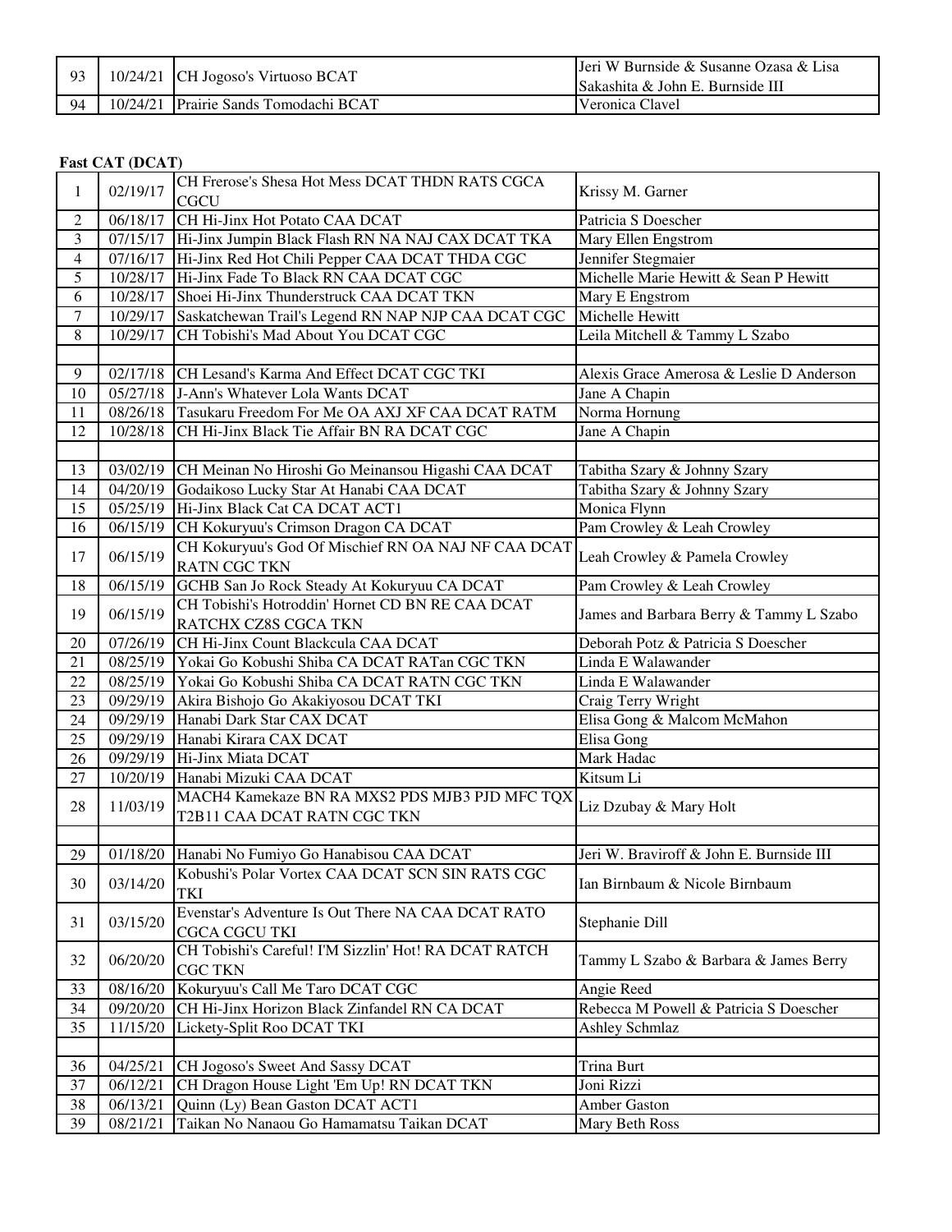| | | | |
|---|---|---|---|
| 93 | 10/24/21 | CH Jogoso's Virtuoso BCAT | Jeri W Burnside & Susanne Ozasa & Lisa Sakashita & John E. Burnside III |
| 94 | 10/24/21 | Prairie Sands Tomodachi BCAT | Veronica Clavel |

**Fast CAT (DCAT)**

| | | | |
|---|---|---|---|
| 1 | 02/19/17 | CH Frerose's Shesa Hot Mess DCAT THDN RATS CGCA CGCU | Krissy M. Garner |
| 2 | 06/18/17 | CH Hi-Jinx Hot Potato CAA DCAT | Patricia S Doescher |
| 3 | 07/15/17 | Hi-Jinx Jumpin Black Flash RN NA NAJ CAX DCAT TKA | Mary Ellen Engstrom |
| 4 | 07/16/17 | Hi-Jinx Red Hot Chili Pepper CAA DCAT THDA CGC | Jennifer Stegmaier |
| 5 | 10/28/17 | Hi-Jinx Fade To Black RN CAA DCAT CGC | Michelle Marie Hewitt & Sean P Hewitt |
| 6 | 10/28/17 | Shoei Hi-Jinx Thunderstruck CAA DCAT TKN | Mary E Engstrom |
| 7 | 10/29/17 | Saskatchewan Trail's Legend RN NAP NJP CAA DCAT CGC | Michelle Hewitt |
| 8 | 10/29/17 | CH Tobishi's Mad About You DCAT CGC | Leila Mitchell & Tammy L Szabo |
| | | | |
| 9 | 02/17/18 | CH Lesand's Karma And Effect DCAT CGC TKI | Alexis Grace Amerosa & Leslie D Anderson |
| 10 | 05/27/18 | J-Ann's Whatever Lola Wants DCAT | Jane A Chapin |
| 11 | 08/26/18 | Tasukaru Freedom For Me OA AXJ XF CAA DCAT RATM | Norma Hornung |
| 12 | 10/28/18 | CH Hi-Jinx Black Tie Affair BN RA DCAT CGC | Jane A Chapin |
| | | | |
| 13 | 03/02/19 | CH Meinan No Hiroshi Go Meinansou Higashi CAA DCAT | Tabitha Szary & Johnny Szary |
| 14 | 04/20/19 | Godaikoso Lucky Star At Hanabi CAA DCAT | Tabitha Szary & Johnny Szary |
| 15 | 05/25/19 | Hi-Jinx Black Cat CA DCAT ACT1 | Monica Flynn |
| 16 | 06/15/19 | CH Kokuryuu's Crimson Dragon CA DCAT | Pam Crowley & Leah Crowley |
| 17 | 06/15/19 | CH Kokuryuu's God Of Mischief RN OA NAJ NF CAA DCAT RATN CGC TKN | Leah Crowley & Pamela Crowley |
| 18 | 06/15/19 | GCHB San Jo Rock Steady At Kokuryuu CA DCAT | Pam Crowley & Leah Crowley |
| 19 | 06/15/19 | CH Tobishi's Hotroddin' Hornet CD BN RE CAA DCAT RATCHX CZ8S CGCA TKN | James and Barbara Berry & Tammy L Szabo |
| 20 | 07/26/19 | CH Hi-Jinx Count Blackcula CAA DCAT | Deborah Potz & Patricia S Doescher |
| 21 | 08/25/19 | Yokai Go Kobushi Shiba CA DCAT RATan CGC TKN | Linda E Walawander |
| 22 | 08/25/19 | Yokai Go Kobushi Shiba CA DCAT RATN CGC TKN | Linda E Walawander |
| 23 | 09/29/19 | Akira Bishojo Go Akakiyosou DCAT TKI | Craig Terry Wright |
| 24 | 09/29/19 | Hanabi Dark Star CAX DCAT | Elisa Gong & Malcom McMahon |
| 25 | 09/29/19 | Hanabi Kirara CAX DCAT | Elisa Gong |
| 26 | 09/29/19 | Hi-Jinx Miata DCAT | Mark Hadac |
| 27 | 10/20/19 | Hanabi Mizuki CAA DCAT | Kitsum Li |
| 28 | 11/03/19 | MACH4 Kamekaze BN RA MXS2 PDS MJB3 PJD MFC TQX T2B11 CAA DCAT RATN CGC TKN | Liz Dzubay & Mary Holt |
| | | | |
| 29 | 01/18/20 | Hanabi No Fumiyo Go Hanabisou CAA DCAT | Jeri W. Braviroff & John E. Burnside III |
| 30 | 03/14/20 | Kobushi's Polar Vortex CAA DCAT SCN SIN RATS CGC TKI | Ian Birnbaum & Nicole Birnbaum |
| 31 | 03/15/20 | Evenstar's Adventure Is Out There NA CAA DCAT RATO CGCA CGCU TKI | Stephanie Dill |
| 32 | 06/20/20 | CH Tobishi's Careful! I'M Sizzlin' Hot! RA DCAT RATCH CGC TKN | Tammy L Szabo & Barbara & James Berry |
| 33 | 08/16/20 | Kokuryuu's Call Me Taro DCAT CGC | Angie Reed |
| 34 | 09/20/20 | CH Hi-Jinx Horizon Black Zinfandel RN CA DCAT | Rebecca M Powell & Patricia S Doescher |
| 35 | 11/15/20 | Lickety-Split Roo DCAT TKI | Ashley Schmlaz |
| | | | |
| 36 | 04/25/21 | CH Jogoso's Sweet And Sassy DCAT | Trina Burt |
| 37 | 06/12/21 | CH Dragon House Light 'Em Up! RN DCAT TKN | Joni Rizzi |
| 38 | 06/13/21 | Quinn (Ly) Bean Gaston DCAT ACT1 | Amber Gaston |
| 39 | 08/21/21 | Taikan No Nanaou Go Hamamatsu Taikan DCAT | Mary Beth Ross |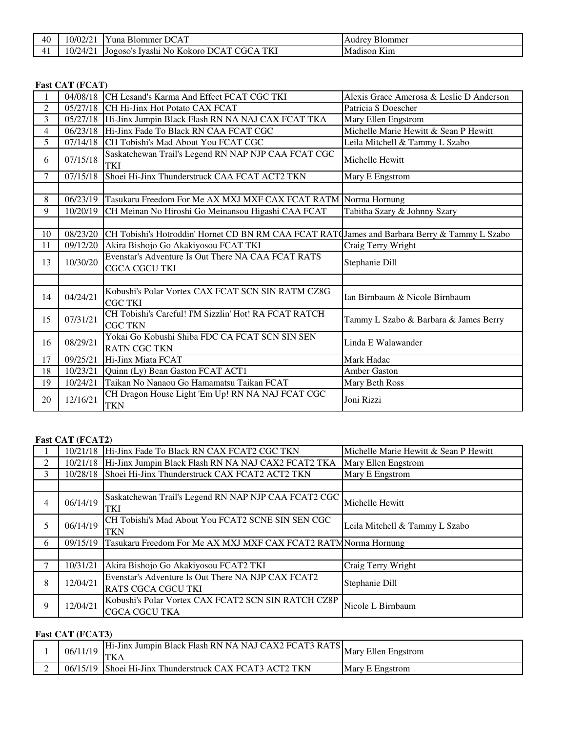| | | | |
|---|---|---|---|
| 40 | 10/02/21 | Yuna Blommer DCAT | Audrey Blommer |
| 41 | 10/24/21 | Jogoso's Iyashi No Kokoro DCAT CGCA TKI | Madison Kim |

**Fast CAT (FCAT)**

| | | | |
|---|---|---|---|
| 1 | 04/08/18 | CH Lesand's Karma And Effect FCAT CGC TKI | Alexis Grace Amerosa & Leslie D Anderson |
| 2 | 05/27/18 | CH Hi-Jinx Hot Potato CAX FCAT | Patricia S Doescher |
| 3 | 05/27/18 | Hi-Jinx Jumpin Black Flash RN NA NAJ CAX FCAT TKA | Mary Ellen Engstrom |
| 4 | 06/23/18 | Hi-Jinx Fade To Black RN CAA FCAT CGC | Michelle Marie Hewitt & Sean P Hewitt |
| 5 | 07/14/18 | CH Tobishi's Mad About You FCAT CGC | Leila Mitchell & Tammy L Szabo |
| 6 | 07/15/18 | Saskatchewan Trail's Legend RN NAP NJP CAA FCAT CGC TKI | Michelle Hewitt |
| 7 | 07/15/18 | Shoei Hi-Jinx Thunderstruck CAA FCAT ACT2 TKN | Mary E Engstrom |
| | | | |
| 8 | 06/23/19 | Tasukaru Freedom For Me AX MXJ MXF CAX FCAT RATM | Norma Hornung |
| 9 | 10/20/19 | CH Meinan No Hiroshi Go Meinansou Higashi CAA FCAT | Tabitha Szary & Johnny Szary |
| | | | |
| 10 | 08/23/20 | CH Tobishi's Hotroddin' Hornet CD BN RM CAA FCAT RATO | James and Barbara Berry & Tammy L Szabo |
| 11 | 09/12/20 | Akira Bishojo Go Akakiyosou FCAT TKI | Craig Terry Wright |
| 13 | 10/30/20 | Evenstar's Adventure Is Out There NA CAA FCAT RATS CGCA CGCU TKI | Stephanie Dill |
| | | | |
| 14 | 04/24/21 | Kobushi's Polar Vortex CAX FCAT SCN SIN RATM CZ8G CGC TKI | Ian Birnbaum & Nicole Birnbaum |
| 15 | 07/31/21 | CH Tobishi's Careful! I'M Sizzlin' Hot! RA FCAT RATCH CGC TKN | Tammy L Szabo & Barbara & James Berry |
| 16 | 08/29/21 | Yokai Go Kobushi Shiba FDC CA FCAT SCN SIN SEN RATN CGC TKN | Linda E Walawander |
| 17 | 09/25/21 | Hi-Jinx Miata FCAT | Mark Hadac |
| 18 | 10/23/21 | Quinn (Ly) Bean Gaston FCAT ACT1 | Amber Gaston |
| 19 | 10/24/21 | Taikan No Nanaou Go Hamamatsu Taikan FCAT | Mary Beth Ross |
| 20 | 12/16/21 | CH Dragon House Light 'Em Up! RN NA NAJ FCAT CGC TKN | Joni Rizzi |

**Fast CAT (FCAT2)**

| | | | |
|---|---|---|---|
| 1 | 10/21/18 | Hi-Jinx Fade To Black RN CAX FCAT2 CGC TKN | Michelle Marie Hewitt & Sean P Hewitt |
| 2 | 10/21/18 | Hi-Jinx Jumpin Black Flash RN NA NAJ CAX2 FCAT2 TKA | Mary Ellen Engstrom |
| 3 | 10/28/18 | Shoei Hi-Jinx Thunderstruck CAX FCAT2 ACT2 TKN | Mary E Engstrom |
| | | | |
| 4 | 06/14/19 | Saskatchewan Trail's Legend RN NAP NJP CAA FCAT2 CGC TKI | Michelle Hewitt |
| 5 | 06/14/19 | CH Tobishi's Mad About You FCAT2 SCNE SIN SEN CGC TKN | Leila Mitchell & Tammy L Szabo |
| 6 | 09/15/19 | Tasukaru Freedom For Me AX MXJ MXF CAX FCAT2 RATM | Norma Hornung |
| | | | |
| 7 | 10/31/21 | Akira Bishojo Go Akakiyosou FCAT2 TKI | Craig Terry Wright |
| 8 | 12/04/21 | Evenstar's Adventure Is Out There NA NJP CAX FCAT2 RATS CGCA CGCU TKI | Stephanie Dill |
| 9 | 12/04/21 | Kobushi's Polar Vortex CAX FCAT2 SCN SIN RATCH CZ8P CGCA CGCU TKA | Nicole L Birnbaum |

**Fast CAT (FCAT3)**

| | | | |
|---|---|---|---|
| 1 | 06/11/19 | Hi-Jinx Jumpin Black Flash RN NA NAJ CAX2 FCAT3 RATS TKA | Mary Ellen Engstrom |
| 2 | 06/15/19 | Shoei Hi-Jinx Thunderstruck CAX FCAT3 ACT2 TKN | Mary E Engstrom |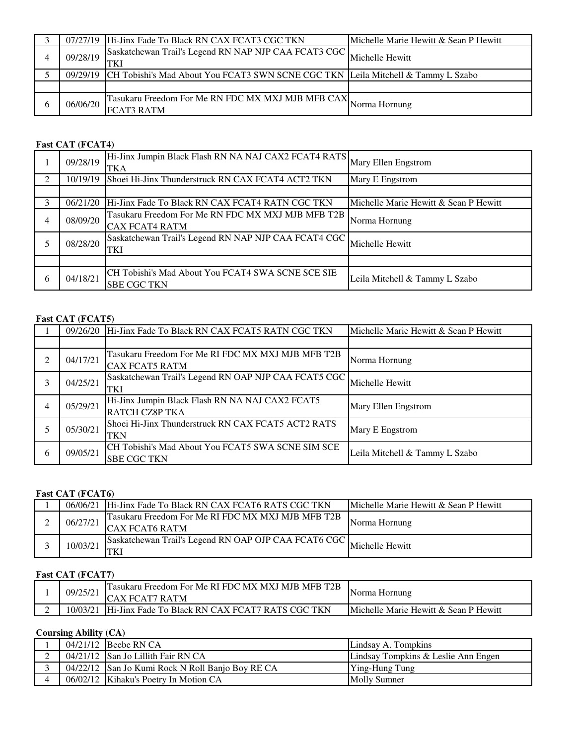| | | | |
|---|---|---|---|
| 3 | 07/27/19 | Hi-Jinx Fade To Black RN CAX FCAT3 CGC TKN | Michelle Marie Hewitt & Sean P Hewitt |
| 4 | 09/28/19 | Saskatchewan Trail's Legend RN NAP NJP CAA FCAT3 CGC TKI | Michelle Hewitt |
| 5 | 09/29/19 | CH Tobishi's Mad About You FCAT3 SWN SCNE CGC TKN | Leila Mitchell & Tammy L Szabo |
| | | | |
| 6 | 06/06/20 | Tasukaru Freedom For Me RN FDC MX MXJ MJB MFB CAX FCAT3 RATM | Norma Hornung |

**Fast CAT (FCAT4)**

| | | | |
|---|---|---|---|
| 1 | 09/28/19 | Hi-Jinx Jumpin Black Flash RN NA NAJ CAX2 FCAT4 RATS TKA | Mary Ellen Engstrom |
| 2 | 10/19/19 | Shoei Hi-Jinx Thunderstruck RN CAX FCAT4 ACT2 TKN | Mary E Engstrom |
| | | | |
| 3 | 06/21/20 | Hi-Jinx Fade To Black RN CAX FCAT4 RATN CGC TKN | Michelle Marie Hewitt & Sean P Hewitt |
| 4 | 08/09/20 | Tasukaru Freedom For Me RN FDC MX MXJ MJB MFB T2B CAX FCAT4 RATM | Norma Hornung |
| 5 | 08/28/20 | Saskatchewan Trail's Legend RN NAP NJP CAA FCAT4 CGC TKI | Michelle Hewitt |
| | | | |
| 6 | 04/18/21 | CH Tobishi's Mad About You FCAT4 SWA SCNE SCE SIE SBE CGC TKN | Leila Mitchell & Tammy L Szabo |

**Fast CAT (FCAT5)**

| | | | |
|---|---|---|---|
| 1 | 09/26/20 | Hi-Jinx Fade To Black RN CAX FCAT5 RATN CGC TKN | Michelle Marie Hewitt & Sean P Hewitt |
| | | | |
| 2 | 04/17/21 | Tasukaru Freedom For Me RI FDC MX MXJ MJB MFB T2B CAX FCAT5 RATM | Norma Hornung |
| 3 | 04/25/21 | Saskatchewan Trail's Legend RN OAP NJP CAA FCAT5 CGC TKI | Michelle Hewitt |
| 4 | 05/29/21 | Hi-Jinx Jumpin Black Flash RN NA NAJ CAX2 FCAT5 RATCH CZ8P TKA | Mary Ellen Engstrom |
| 5 | 05/30/21 | Shoei Hi-Jinx Thunderstruck RN CAX FCAT5 ACT2 RATS TKN | Mary E Engstrom |
| 6 | 09/05/21 | CH Tobishi's Mad About You FCAT5 SWA SCNE SIM SCE SBE CGC TKN | Leila Mitchell & Tammy L Szabo |

**Fast CAT (FCAT6)**

| | | | |
|---|---|---|---|
| 1 | 06/06/21 | Hi-Jinx Fade To Black RN CAX FCAT6 RATS CGC TKN | Michelle Marie Hewitt & Sean P Hewitt |
| 2 | 06/27/21 | Tasukaru Freedom For Me RI FDC MX MXJ MJB MFB T2B CAX FCAT6 RATM | Norma Hornung |
| 3 | 10/03/21 | Saskatchewan Trail's Legend RN OAP OJP CAA FCAT6 CGC TKI | Michelle Hewitt |

**Fast CAT (FCAT7)**

| | | | |
|---|---|---|---|
| 1 | 09/25/21 | Tasukaru Freedom For Me RI FDC MX MXJ MJB MFB T2B CAX FCAT7 RATM | Norma Hornung |
| 2 | 10/03/21 | Hi-Jinx Fade To Black RN CAX FCAT7 RATS CGC TKN | Michelle Marie Hewitt & Sean P Hewitt |

**Coursing Ability (CA)**

| | | | |
|---|---|---|---|
| 1 | 04/21/12 | Beebe RN CA | Lindsay A. Tompkins |
| 2 | 04/21/12 | San Jo Lillith Fair RN CA | Lindsay Tompkins & Leslie Ann Engen |
| 3 | 04/22/12 | San Jo Kumi Rock N Roll Banjo Boy RE CA | Ying-Hung Tung |
| 4 | 06/02/12 | Kihaku's Poetry In Motion CA | Molly Sumner |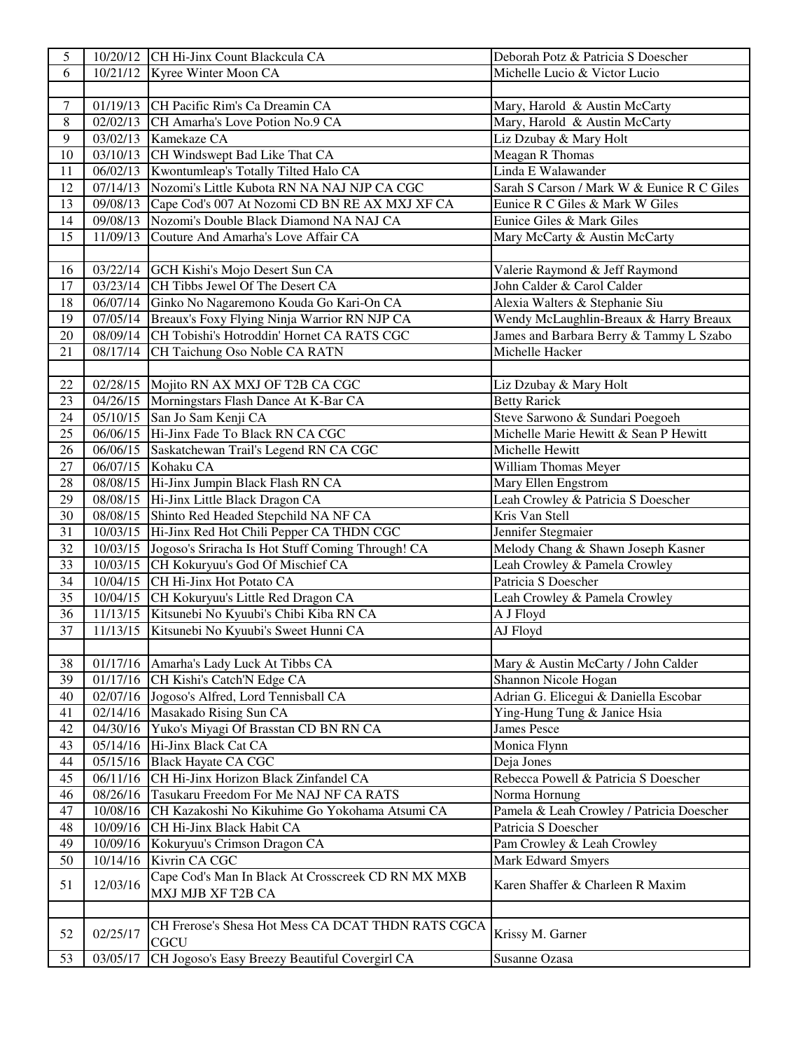| | | | |
|---|---|---|---|
| 5 | 10/20/12 | CH Hi-Jinx Count Blackcula CA | Deborah Potz & Patricia S Doescher |
| 6 | 10/21/12 | Kyree Winter Moon CA | Michelle Lucio & Victor Lucio |
| | | | |
| 7 | 01/19/13 | CH Pacific Rim's Ca Dreamin CA | Mary, Harold & Austin McCarty |
| 8 | 02/02/13 | CH Amarha's Love Potion No.9 CA | Mary, Harold & Austin McCarty |
| 9 | 03/02/13 | Kamekaze CA | Liz Dzubay & Mary Holt |
| 10 | 03/10/13 | CH Windswept Bad Like That CA | Meagan R Thomas |
| 11 | 06/02/13 | Kwontumleap's Totally Tilted Halo CA | Linda E Walawander |
| 12 | 07/14/13 | Nozomi's Little Kubota RN NA NAJ NJP CA CGC | Sarah S Carson / Mark W & Eunice R C Giles |
| 13 | 09/08/13 | Cape Cod's 007 At Nozomi CD BN RE AX MXJ XF CA | Eunice R C Giles & Mark W Giles |
| 14 | 09/08/13 | Nozomi's Double Black Diamond NA NAJ CA | Eunice Giles & Mark Giles |
| 15 | 11/09/13 | Couture And Amarha's Love Affair CA | Mary McCarty & Austin McCarty |
| | | | |
| 16 | 03/22/14 | GCH Kishi's Mojo Desert Sun CA | Valerie Raymond & Jeff Raymond |
| 17 | 03/23/14 | CH Tibbs Jewel Of The Desert CA | John Calder & Carol Calder |
| 18 | 06/07/14 | Ginko No Nagaremono Kouda Go Kari-On CA | Alexia Walters & Stephanie Siu |
| 19 | 07/05/14 | Breaux's Foxy Flying Ninja Warrior RN NJP CA | Wendy McLaughlin-Breaux & Harry Breaux |
| 20 | 08/09/14 | CH Tobishi's Hotroddin' Hornet CA RATS CGC | James and Barbara Berry & Tammy L Szabo |
| 21 | 08/17/14 | CH Taichung Oso Noble CA RATN | Michelle Hacker |
| | | | |
| 22 | 02/28/15 | Mojito RN AX MXJ OF T2B CA CGC | Liz Dzubay & Mary Holt |
| 23 | 04/26/15 | Morningstars Flash Dance At K-Bar CA | Betty Rarick |
| 24 | 05/10/15 | San Jo Sam Kenji CA | Steve Sarwono & Sundari Poegoeh |
| 25 | 06/06/15 | Hi-Jinx Fade To Black RN CA CGC | Michelle Marie Hewitt & Sean P Hewitt |
| 26 | 06/06/15 | Saskatchewan Trail's Legend RN CA CGC | Michelle Hewitt |
| 27 | 06/07/15 | Kohaku CA | William Thomas Meyer |
| 28 | 08/08/15 | Hi-Jinx Jumpin Black Flash RN CA | Mary Ellen Engstrom |
| 29 | 08/08/15 | Hi-Jinx Little Black Dragon CA | Leah Crowley & Patricia S Doescher |
| 30 | 08/08/15 | Shinto Red Headed Stepchild NA NF CA | Kris Van Stell |
| 31 | 10/03/15 | Hi-Jinx Red Hot Chili Pepper CA THDN CGC | Jennifer Stegmaier |
| 32 | 10/03/15 | Jogoso's Sriracha Is Hot Stuff Coming Through! CA | Melody Chang & Shawn Joseph Kasner |
| 33 | 10/03/15 | CH Kokuryuu's God Of Mischief CA | Leah Crowley & Pamela Crowley |
| 34 | 10/04/15 | CH Hi-Jinx Hot Potato CA | Patricia S Doescher |
| 35 | 10/04/15 | CH Kokuryuu's Little Red Dragon CA | Leah Crowley & Pamela Crowley |
| 36 | 11/13/15 | Kitsunebi No Kyuubi's Chibi Kiba RN CA | A J Floyd |
| 37 | 11/13/15 | Kitsunebi No Kyuubi's Sweet Hunni CA | AJ Floyd |
| | | | |
| 38 | 01/17/16 | Amarha's Lady Luck At Tibbs CA | Mary & Austin McCarty / John Calder |
| 39 | 01/17/16 | CH Kishi's Catch'N Edge CA | Shannon Nicole Hogan |
| 40 | 02/07/16 | Jogoso's Alfred, Lord Tennisball CA | Adrian G. Elicegui & Daniella Escobar |
| 41 | 02/14/16 | Masakado Rising Sun CA | Ying-Hung Tung & Janice Hsia |
| 42 | 04/30/16 | Yuko's Miyagi Of Brasstan CD BN RN CA | James Pesce |
| 43 | 05/14/16 | Hi-Jinx Black Cat CA | Monica Flynn |
| 44 | 05/15/16 | Black Hayate CA CGC | Deja Jones |
| 45 | 06/11/16 | CH Hi-Jinx Horizon Black Zinfandel CA | Rebecca Powell & Patricia S Doescher |
| 46 | 08/26/16 | Tasukaru Freedom For Me NAJ NF CA RATS | Norma Hornung |
| 47 | 10/08/16 | CH Kazakoshi No Kikuhime Go Yokohama Atsumi CA | Pamela & Leah Crowley / Patricia Doescher |
| 48 | 10/09/16 | CH Hi-Jinx Black Habit CA | Patricia S Doescher |
| 49 | 10/09/16 | Kokuryuu's Crimson Dragon CA | Pam Crowley & Leah Crowley |
| 50 | 10/14/16 | Kivrin CA CGC | Mark Edward Smyers |
| 51 | 12/03/16 | Cape Cod's Man In Black At Crosscreek CD RN MX MXB MXJ MJB XF T2B CA | Karen Shaffer & Charleen R Maxim |
| | | | |
| 52 | 02/25/17 | CH Frerose's Shesa Hot Mess CA DCAT THDN RATS CGCA CGCU | Krissy M. Garner |
| 53 | 03/05/17 | CH Jogoso's Easy Breezy Beautiful Covergirl CA | Susanne Ozasa |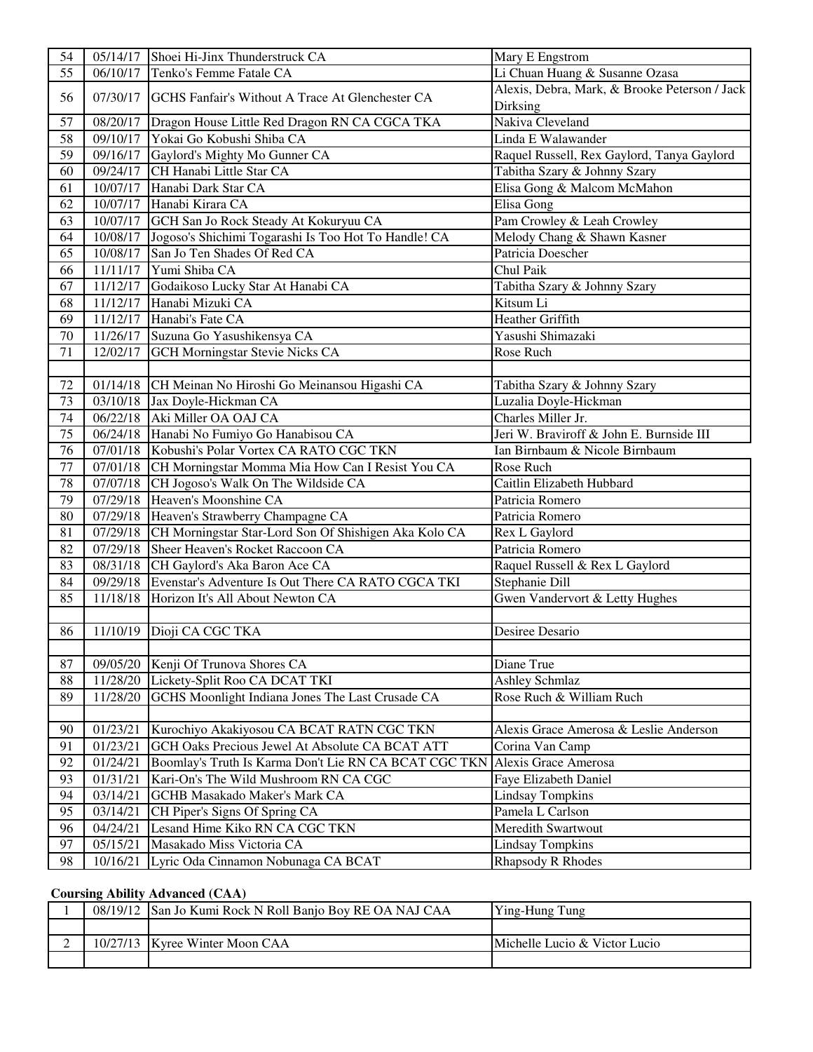| | | | |
|---|---|---|---|
| 54 | 05/14/17 | Shoei Hi-Jinx Thunderstruck CA | Mary E Engstrom |
| 55 | 06/10/17 | Tenko's Femme Fatale CA | Li Chuan Huang & Susanne Ozasa |
| 56 | 07/30/17 | GCHS Fanfair's Without A Trace At Glenchester CA | Alexis, Debra, Mark, & Brooke Peterson / Jack Dirksing |
| 57 | 08/20/17 | Dragon House Little Red Dragon RN CA CGCA TKA | Nakiva Cleveland |
| 58 | 09/10/17 | Yokai Go Kobushi Shiba CA | Linda E Walawander |
| 59 | 09/16/17 | Gaylord's Mighty Mo Gunner CA | Raquel Russell, Rex Gaylord, Tanya Gaylord |
| 60 | 09/24/17 | CH Hanabi Little Star CA | Tabitha Szary & Johnny Szary |
| 61 | 10/07/17 | Hanabi Dark Star CA | Elisa Gong & Malcom McMahon |
| 62 | 10/07/17 | Hanabi Kirara CA | Elisa Gong |
| 63 | 10/07/17 | GCH San Jo Rock Steady At Kokuryuu CA | Pam Crowley & Leah Crowley |
| 64 | 10/08/17 | Jogoso's Shichimi Togarashi Is Too Hot To Handle! CA | Melody Chang & Shawn Kasner |
| 65 | 10/08/17 | San Jo Ten Shades Of Red CA | Patricia Doescher |
| 66 | 11/11/17 | Yumi Shiba CA | Chul Paik |
| 67 | 11/12/17 | Godaikoso Lucky Star At Hanabi CA | Tabitha Szary & Johnny Szary |
| 68 | 11/12/17 | Hanabi Mizuki CA | Kitsum Li |
| 69 | 11/12/17 | Hanabi's Fate CA | Heather Griffith |
| 70 | 11/26/17 | Suzuna Go Yasushikensya CA | Yasushi Shimazaki |
| 71 | 12/02/17 | GCH Morningstar Stevie Nicks CA | Rose Ruch |
| | | | |
| 72 | 01/14/18 | CH Meinan No Hiroshi Go Meinansou Higashi CA | Tabitha Szary & Johnny Szary |
| 73 | 03/10/18 | Jax Doyle-Hickman CA | Luzalia Doyle-Hickman |
| 74 | 06/22/18 | Aki Miller OA OAJ CA | Charles Miller Jr. |
| 75 | 06/24/18 | Hanabi No Fumiyo Go Hanabisou CA | Jeri W. Braviroff & John E. Burnside III |
| 76 | 07/01/18 | Kobushi's Polar Vortex CA RATO CGC TKN | Ian Birnbaum & Nicole Birnbaum |
| 77 | 07/01/18 | CH Morningstar Momma Mia How Can I Resist You CA | Rose Ruch |
| 78 | 07/07/18 | CH Jogoso's Walk On The Wildside CA | Caitlin Elizabeth Hubbard |
| 79 | 07/29/18 | Heaven's Moonshine CA | Patricia Romero |
| 80 | 07/29/18 | Heaven's Strawberry Champagne CA | Patricia Romero |
| 81 | 07/29/18 | CH Morningstar Star-Lord Son Of Shishigen Aka Kolo CA | Rex L Gaylord |
| 82 | 07/29/18 | Sheer Heaven's Rocket Raccoon CA | Patricia Romero |
| 83 | 08/31/18 | CH Gaylord's Aka Baron Ace CA | Raquel Russell & Rex L Gaylord |
| 84 | 09/29/18 | Evenstar's Adventure Is Out There CA RATO CGCA TKI | Stephanie Dill |
| 85 | 11/18/18 | Horizon It's All About Newton CA | Gwen Vandervort & Letty Hughes |
| | | | |
| 86 | 11/10/19 | Dioji CA CGC TKA | Desiree Desario |
| | | | |
| 87 | 09/05/20 | Kenji Of Trunova Shores CA | Diane True |
| 88 | 11/28/20 | Lickety-Split Roo CA DCAT TKI | Ashley Schmlaz |
| 89 | 11/28/20 | GCHS Moonlight Indiana Jones The Last Crusade CA | Rose Ruch & William Ruch |
| | | | |
| 90 | 01/23/21 | Kurochiyo Akakiyosou CA BCAT RATN CGC TKN | Alexis Grace Amerosa & Leslie Anderson |
| 91 | 01/23/21 | GCH Oaks Precious Jewel At Absolute CA BCAT ATT | Corina Van Camp |
| 92 | 01/24/21 | Boomlay's Truth Is Karma Don't Lie RN CA BCAT CGC TKN | Alexis Grace Amerosa |
| 93 | 01/31/21 | Kari-On's The Wild Mushroom RN CA CGC | Faye Elizabeth Daniel |
| 94 | 03/14/21 | GCHB Masakado Maker's Mark CA | Lindsay Tompkins |
| 95 | 03/14/21 | CH Piper's Signs Of Spring CA | Pamela L Carlson |
| 96 | 04/24/21 | Lesand Hime Kiko RN CA CGC TKN | Meredith Swartwout |
| 97 | 05/15/21 | Masakado Miss Victoria CA | Lindsay Tompkins |
| 98 | 10/16/21 | Lyric Oda Cinnamon Nobunaga CA BCAT | Rhapsody R Rhodes |

**Coursing Ability Advanced (CAA)**

| | | | |
|---|---|---|---|
| 1 | 08/19/12 | San Jo Kumi Rock N Roll Banjo Boy RE OA NAJ CAA | Ying-Hung Tung |
| | | | |
| 2 | 10/27/13 | Kyree Winter Moon CAA | Michelle Lucio & Victor Lucio |
| | | | |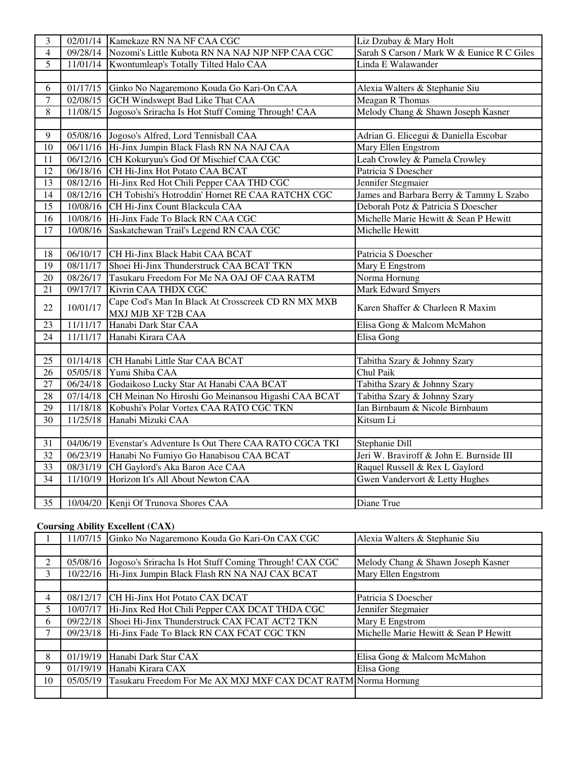| | | | |
|---|---|---|---|
| 3 | 02/01/14 | Kamekaze RN NA NF CAA CGC | Liz Dzubay & Mary Holt |
| 4 | 09/28/14 | Nozomi's Little Kubota RN NA NAJ NJP NFP CAA CGC | Sarah S Carson / Mark W & Eunice R C Giles |
| 5 | 11/01/14 | Kwontumleap's Totally Tilted Halo CAA | Linda E Walawander |
| | | | |
| 6 | 01/17/15 | Ginko No Nagaremono Kouda Go Kari-On CAA | Alexia Walters & Stephanie Siu |
| 7 | 02/08/15 | GCH Windswept Bad Like That CAA | Meagan R Thomas |
| 8 | 11/08/15 | Jogoso's Sriracha Is Hot Stuff Coming Through! CAA | Melody Chang & Shawn Joseph Kasner |
| | | | |
| 9 | 05/08/16 | Jogoso's Alfred, Lord Tennisball CAA | Adrian G. Elicegui & Daniella Escobar |
| 10 | 06/11/16 | Hi-Jinx Jumpin Black Flash RN NA NAJ CAA | Mary Ellen Engstrom |
| 11 | 06/12/16 | CH Kokuryuu's God Of Mischief CAA CGC | Leah Crowley & Pamela Crowley |
| 12 | 06/18/16 | CH Hi-Jinx Hot Potato CAA BCAT | Patricia S Doescher |
| 13 | 08/12/16 | Hi-Jinx Red Hot Chili Pepper CAA THD CGC | Jennifer Stegmaier |
| 14 | 08/12/16 | CH Tobishi's Hotroddin' Hornet RE CAA RATCHX CGC | James and Barbara Berry & Tammy L Szabo |
| 15 | 10/08/16 | CH Hi-Jinx Count Blackcula CAA | Deborah Potz & Patricia S Doescher |
| 16 | 10/08/16 | Hi-Jinx Fade To Black RN CAA CGC | Michelle Marie Hewitt & Sean P Hewitt |
| 17 | 10/08/16 | Saskatchewan Trail's Legend RN CAA CGC | Michelle Hewitt |
| | | | |
| 18 | 06/10/17 | CH Hi-Jinx Black Habit CAA BCAT | Patricia S Doescher |
| 19 | 08/11/17 | Shoei Hi-Jinx Thunderstruck CAA BCAT TKN | Mary E Engstrom |
| 20 | 08/26/17 | Tasukaru Freedom For Me NA OAJ OF CAA RATM | Norma Hornung |
| 21 | 09/17/17 | Kivrin CAA THDX CGC | Mark Edward Smyers |
| 22 | 10/01/17 | Cape Cod's Man In Black At Crosscreek CD RN MX MXB MXJ MJB XF T2B CAA | Karen Shaffer & Charleen R Maxim |
| 23 | 11/11/17 | Hanabi Dark Star CAA | Elisa Gong & Malcom McMahon |
| 24 | 11/11/17 | Hanabi Kirara CAA | Elisa Gong |
| | | | |
| 25 | 01/14/18 | CH Hanabi Little Star CAA BCAT | Tabitha Szary & Johnny Szary |
| 26 | 05/05/18 | Yumi Shiba CAA | Chul Paik |
| 27 | 06/24/18 | Godaikoso Lucky Star At Hanabi CAA BCAT | Tabitha Szary & Johnny Szary |
| 28 | 07/14/18 | CH Meinan No Hiroshi Go Meinansou Higashi CAA BCAT | Tabitha Szary & Johnny Szary |
| 29 | 11/18/18 | Kobushi's Polar Vortex CAA RATO CGC TKN | Ian Birnbaum & Nicole Birnbaum |
| 30 | 11/25/18 | Hanabi Mizuki CAA | Kitsum Li |
| | | | |
| 31 | 04/06/19 | Evenstar's Adventure Is Out There CAA RATO CGCA TKI | Stephanie Dill |
| 32 | 06/23/19 | Hanabi No Fumiyo Go Hanabisou CAA BCAT | Jeri W. Braviroff & John E. Burnside III |
| 33 | 08/31/19 | CH Gaylord's Aka Baron Ace CAA | Raquel Russell & Rex L Gaylord |
| 34 | 11/10/19 | Horizon It's All About Newton CAA | Gwen Vandervort & Letty Hughes |
| | | | |
| 35 | 10/04/20 | Kenji Of Trunova Shores CAA | Diane True |

**Coursing Ability Excellent (CAX)**

| | | | |
|---|---|---|---|
| 1 | 11/07/15 | Ginko No Nagaremono Kouda Go Kari-On CAX CGC | Alexia Walters & Stephanie Siu |
| | | | |
| 2 | 05/08/16 | Jogoso's Sriracha Is Hot Stuff Coming Through! CAX CGC | Melody Chang & Shawn Joseph Kasner |
| 3 | 10/22/16 | Hi-Jinx Jumpin Black Flash RN NA NAJ CAX BCAT | Mary Ellen Engstrom |
| | | | |
| 4 | 08/12/17 | CH Hi-Jinx Hot Potato CAX DCAT | Patricia S Doescher |
| 5 | 10/07/17 | Hi-Jinx Red Hot Chili Pepper CAX DCAT THDA CGC | Jennifer Stegmaier |
| 6 | 09/22/18 | Shoei Hi-Jinx Thunderstruck CAX FCAT ACT2 TKN | Mary E Engstrom |
| 7 | 09/23/18 | Hi-Jinx Fade To Black RN CAX FCAT CGC TKN | Michelle Marie Hewitt & Sean P Hewitt |
| | | | |
| 8 | 01/19/19 | Hanabi Dark Star CAX | Elisa Gong & Malcom McMahon |
| 9 | 01/19/19 | Hanabi Kirara CAX | Elisa Gong |
| 10 | 05/05/19 | Tasukaru Freedom For Me AX MXJ MXF CAX DCAT RATM | Norma Hornung |
| | | | |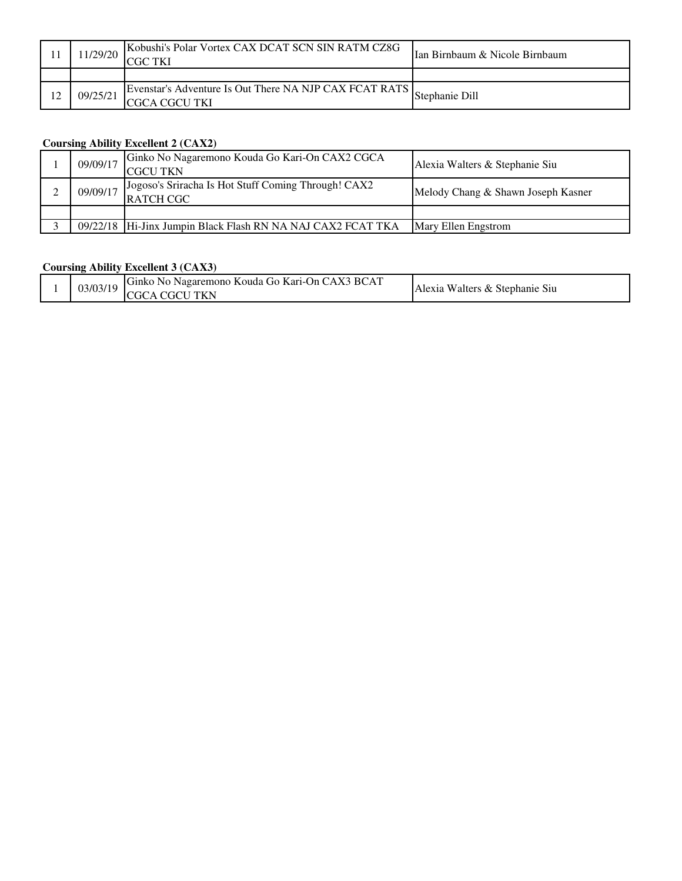| | | | |
|---|---|---|---|
| 11 | 11/29/20 | Kobushi's Polar Vortex CAX DCAT SCN SIN RATM CZ8G CGC TKI | Ian Birnbaum & Nicole Birnbaum |
| | | | |
| 12 | 09/25/21 | Evenstar's Adventure Is Out There NA NJP CAX FCAT RATS CGCA CGCU TKI | Stephanie Dill |

**Coursing Ability Excellent 2 (CAX2)**

| | | | |
|---|---|---|---|
| 1 | 09/09/17 | Ginko No Nagaremono Kouda Go Kari-On CAX2 CGCA CGCU TKN | Alexia Walters & Stephanie Siu |
| 2 | 09/09/17 | Jogoso's Sriracha Is Hot Stuff Coming Through! CAX2 RATCH CGC | Melody Chang & Shawn Joseph Kasner |
| | | | |
| 3 | 09/22/18 | Hi-Jinx Jumpin Black Flash RN NA NAJ CAX2 FCAT TKA | Mary Ellen Engstrom |

**Coursing Ability Excellent 3 (CAX3)**

| | | | |
|---|---|---|---|
| 1 | 03/03/19 | Ginko No Nagaremono Kouda Go Kari-On CAX3 BCAT CGCA CGCU TKN | Alexia Walters & Stephanie Siu |